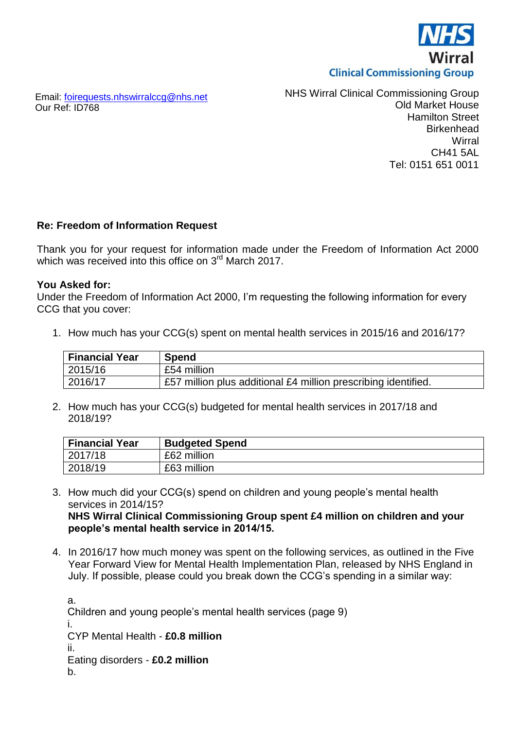NHS Wirral Clinical Commissioning Group

Email: foirequests.nhswirralccg@nhs.net
Our Ref: ID768

NHS Wirral Clinical Commissioning Group
Old Market House
Hamilton Street
Birkenhead
Wirral
CH41 5AL
Tel: 0151 651 0011

**Re: Freedom of Information Request**

Thank you for your request for information made under the Freedom of Information Act 2000 which was received into this office on 3rd March 2017.

**You Asked for:**
Under the Freedom of Information Act 2000, I'm requesting the following information for every CCG that you cover:

1. How much has your CCG(s) spent on mental health services in 2015/16 and 2016/17?

| Financial Year | Spend |
|---|---|
| 2015/16 | £54 million |
| 2016/17 | £57 million plus additional £4 million prescribing identified. |

2. How much has your CCG(s) budgeted for mental health services in 2017/18 and 2018/19?

| Financial Year | Budgeted Spend |
|---|---|
| 2017/18 | £62 million |
| 2018/19 | £63 million |

3. How much did your CCG(s) spend on children and young people's mental health services in 2014/15?
   **NHS Wirral Clinical Commissioning Group spent £4 million on children and your people's mental health service in 2014/15.**

4. In 2016/17 how much money was spent on the following services, as outlined in the Five Year Forward View for Mental Health Implementation Plan, released by NHS England in July. If possible, please could you break down the CCG's spending in a similar way:

   a.
   Children and young people's mental health services (page 9)
   i.
   CYP Mental Health - **£0.8 million**
   ii.
   Eating disorders - **£0.2 million**
   b.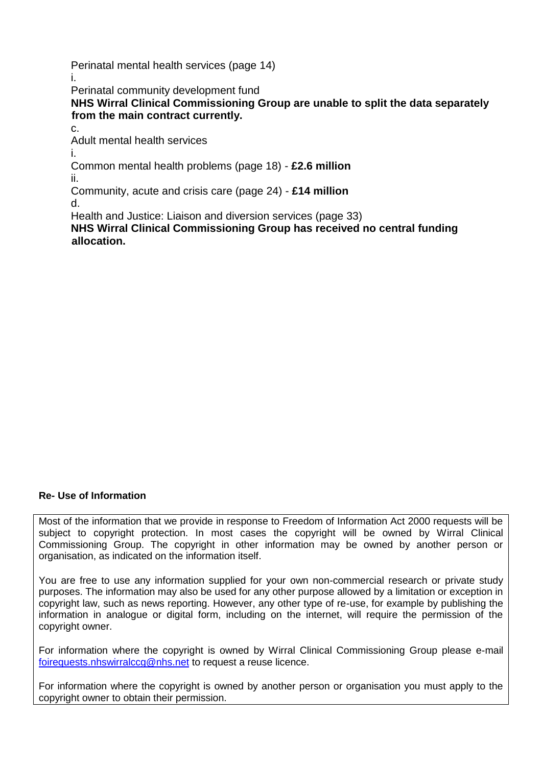Perinatal mental health services (page 14)

i.

Perinatal community development fund

**NHS Wirral Clinical Commissioning Group are unable to split the data separately from the main contract currently.**

c.

Adult mental health services

i.

Common mental health problems (page 18) - **£2.6 million**

ii.

Community, acute and crisis care (page 24) - **£14 million**

d.

Health and Justice: Liaison and diversion services (page 33)

**NHS Wirral Clinical Commissioning Group has received no central funding allocation.**

**Re- Use of Information**

Most of the information that we provide in response to Freedom of Information Act 2000 requests will be subject to copyright protection. In most cases the copyright will be owned by Wirral Clinical Commissioning Group. The copyright in other information may be owned by another person or organisation, as indicated on the information itself.

You are free to use any information supplied for your own non-commercial research or private study purposes. The information may also be used for any other purpose allowed by a limitation or exception in copyright law, such as news reporting. However, any other type of re-use, for example by publishing the information in analogue or digital form, including on the internet, will require the permission of the copyright owner.

For information where the copyright is owned by Wirral Clinical Commissioning Group please e-mail [foirequests.nhswirralccg@nhs.net](mailto:foirequests.nhswirralccg@nhs.net) to request a reuse licence.

For information where the copyright is owned by another person or organisation you must apply to the copyright owner to obtain their permission.